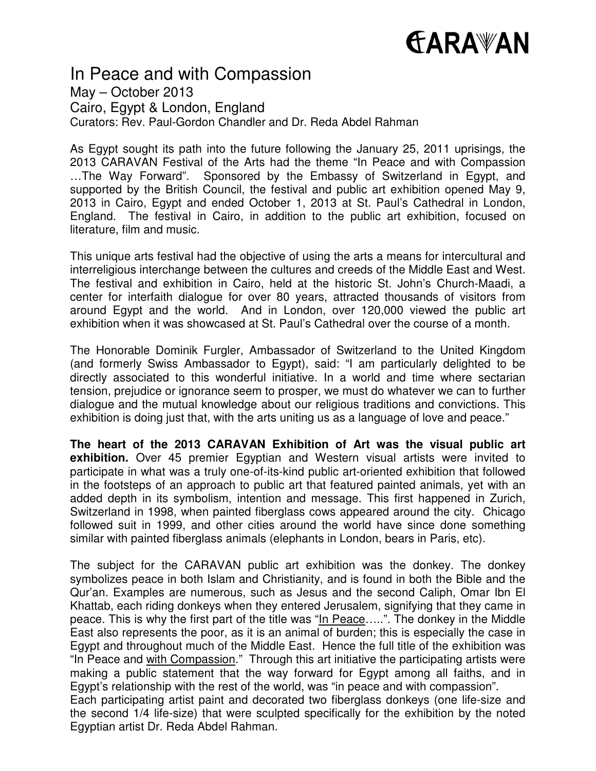# CARAVAN

## In Peace and with Compassion

May – October 2013
Cairo, Egypt & London, England
Curators: Rev. Paul-Gordon Chandler and Dr. Reda Abdel Rahman

As Egypt sought its path into the future following the January 25, 2011 uprisings, the 2013 CARAVAN Festival of the Arts had the theme "In Peace and with Compassion …The Way Forward". Sponsored by the Embassy of Switzerland in Egypt, and supported by the British Council, the festival and public art exhibition opened May 9, 2013 in Cairo, Egypt and ended October 1, 2013 at St. Paul's Cathedral in London, England. The festival in Cairo, in addition to the public art exhibition, focused on literature, film and music.

This unique arts festival had the objective of using the arts a means for intercultural and interreligious interchange between the cultures and creeds of the Middle East and West. The festival and exhibition in Cairo, held at the historic St. John's Church-Maadi, a center for interfaith dialogue for over 80 years, attracted thousands of visitors from around Egypt and the world. And in London, over 120,000 viewed the public art exhibition when it was showcased at St. Paul's Cathedral over the course of a month.

The Honorable Dominik Furgler, Ambassador of Switzerland to the United Kingdom (and formerly Swiss Ambassador to Egypt), said: "I am particularly delighted to be directly associated to this wonderful initiative. In a world and time where sectarian tension, prejudice or ignorance seem to prosper, we must do whatever we can to further dialogue and the mutual knowledge about our religious traditions and convictions. This exhibition is doing just that, with the arts uniting us as a language of love and peace."

**The heart of the 2013 CARAVAN Exhibition of Art was the visual public art exhibition.** Over 45 premier Egyptian and Western visual artists were invited to participate in what was a truly one-of-its-kind public art-oriented exhibition that followed in the footsteps of an approach to public art that featured painted animals, yet with an added depth in its symbolism, intention and message. This first happened in Zurich, Switzerland in 1998, when painted fiberglass cows appeared around the city. Chicago followed suit in 1999, and other cities around the world have since done something similar with painted fiberglass animals (elephants in London, bears in Paris, etc).

The subject for the CARAVAN public art exhibition was the donkey. The donkey symbolizes peace in both Islam and Christianity, and is found in both the Bible and the Qur'an. Examples are numerous, such as Jesus and the second Caliph, Omar Ibn El Khattab, each riding donkeys when they entered Jerusalem, signifying that they came in peace. This is why the first part of the title was "In Peace…..". The donkey in the Middle East also represents the poor, as it is an animal of burden; this is especially the case in Egypt and throughout much of the Middle East. Hence the full title of the exhibition was "In Peace and with Compassion." Through this art initiative the participating artists were making a public statement that the way forward for Egypt among all faiths, and in Egypt's relationship with the rest of the world, was "in peace and with compassion".
Each participating artist paint and decorated two fiberglass donkeys (one life-size and the second 1/4 life-size) that were sculpted specifically for the exhibition by the noted Egyptian artist Dr. Reda Abdel Rahman.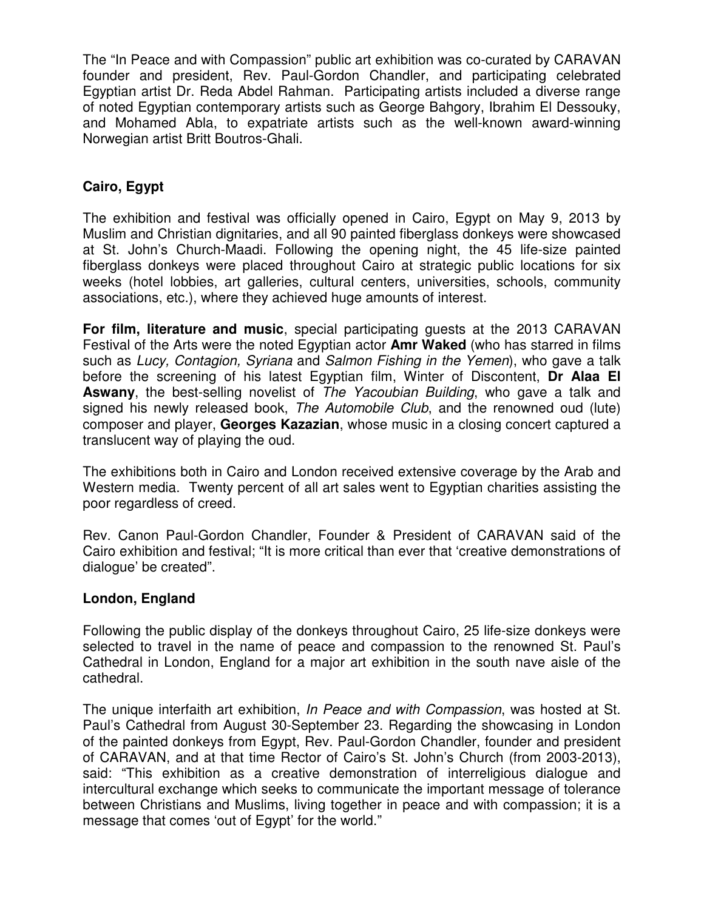The "In Peace and with Compassion" public art exhibition was co-curated by CARAVAN founder and president, Rev. Paul-Gordon Chandler, and participating celebrated Egyptian artist Dr. Reda Abdel Rahman. Participating artists included a diverse range of noted Egyptian contemporary artists such as George Bahgory, Ibrahim El Dessouky, and Mohamed Abla, to expatriate artists such as the well-known award-winning Norwegian artist Britt Boutros-Ghali.

## Cairo, Egypt

The exhibition and festival was officially opened in Cairo, Egypt on May 9, 2013 by Muslim and Christian dignitaries, and all 90 painted fiberglass donkeys were showcased at St. John's Church-Maadi. Following the opening night, the 45 life-size painted fiberglass donkeys were placed throughout Cairo at strategic public locations for six weeks (hotel lobbies, art galleries, cultural centers, universities, schools, community associations, etc.), where they achieved huge amounts of interest.

**For film, literature and music**, special participating guests at the 2013 CARAVAN Festival of the Arts were the noted Egyptian actor **Amr Waked** (who has starred in films such as *Lucy, Contagion, Syriana* and *Salmon Fishing in the Yemen*), who gave a talk before the screening of his latest Egyptian film, Winter of Discontent, **Dr Alaa El Aswany**, the best-selling novelist of *The Yacoubian Building*, who gave a talk and signed his newly released book, *The Automobile Club*, and the renowned oud (lute) composer and player, **Georges Kazazian**, whose music in a closing concert captured a translucent way of playing the oud.

The exhibitions both in Cairo and London received extensive coverage by the Arab and Western media. Twenty percent of all art sales went to Egyptian charities assisting the poor regardless of creed.

Rev. Canon Paul-Gordon Chandler, Founder & President of CARAVAN said of the Cairo exhibition and festival; "It is more critical than ever that 'creative demonstrations of dialogue' be created".

## London, England

Following the public display of the donkeys throughout Cairo, 25 life-size donkeys were selected to travel in the name of peace and compassion to the renowned St. Paul's Cathedral in London, England for a major art exhibition in the south nave aisle of the cathedral.

The unique interfaith art exhibition, *In Peace and with Compassion*, was hosted at St. Paul's Cathedral from August 30-September 23. Regarding the showcasing in London of the painted donkeys from Egypt, Rev. Paul-Gordon Chandler, founder and president of CARAVAN, and at that time Rector of Cairo's St. John's Church (from 2003-2013), said: "This exhibition as a creative demonstration of interreligious dialogue and intercultural exchange which seeks to communicate the important message of tolerance between Christians and Muslims, living together in peace and with compassion; it is a message that comes 'out of Egypt' for the world."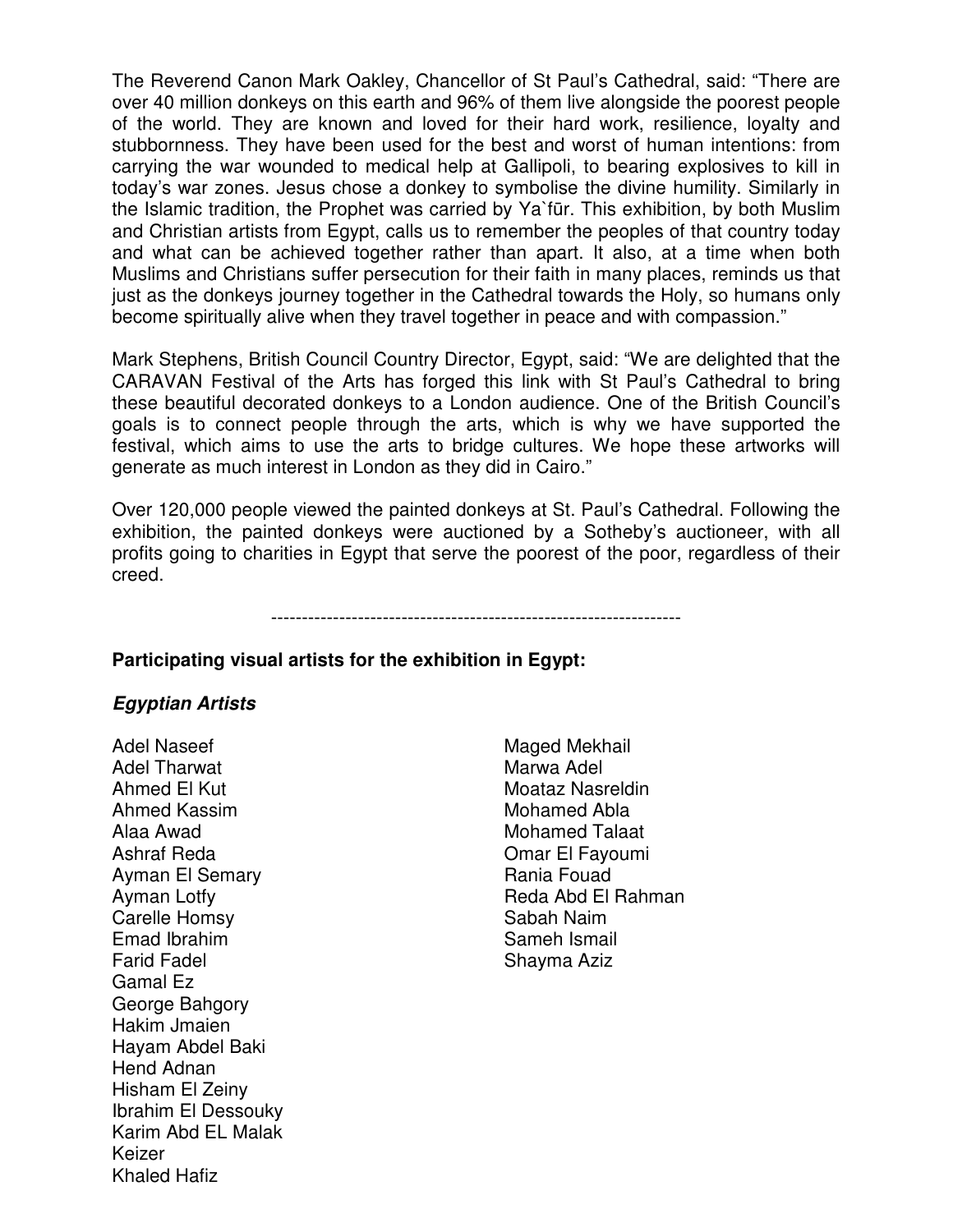The Reverend Canon Mark Oakley, Chancellor of St Paul's Cathedral, said: "There are over 40 million donkeys on this earth and 96% of them live alongside the poorest people of the world. They are known and loved for their hard work, resilience, loyalty and stubbornness. They have been used for the best and worst of human intentions: from carrying the war wounded to medical help at Gallipoli, to bearing explosives to kill in today's war zones. Jesus chose a donkey to symbolise the divine humility. Similarly in the Islamic tradition, the Prophet was carried by Ya`fūr. This exhibition, by both Muslim and Christian artists from Egypt, calls us to remember the peoples of that country today and what can be achieved together rather than apart. It also, at a time when both Muslims and Christians suffer persecution for their faith in many places, reminds us that just as the donkeys journey together in the Cathedral towards the Holy, so humans only become spiritually alive when they travel together in peace and with compassion."

Mark Stephens, British Council Country Director, Egypt, said: "We are delighted that the CARAVAN Festival of the Arts has forged this link with St Paul's Cathedral to bring these beautiful decorated donkeys to a London audience. One of the British Council's goals is to connect people through the arts, which is why we have supported the festival, which aims to use the arts to bridge cultures. We hope these artworks will generate as much interest in London as they did in Cairo."

Over 120,000 people viewed the painted donkeys at St. Paul's Cathedral. Following the exhibition, the painted donkeys were auctioned by a Sotheby's auctioneer, with all profits going to charities in Egypt that serve the poorest of the poor, regardless of their creed.

-------------------------------------------------------------------

**Participating visual artists for the exhibition in Egypt:**

***Egyptian Artists***

Adel Naseef
Adel Tharwat
Ahmed El Kut
Ahmed Kassim
Alaa Awad
Ashraf Reda
Ayman El Semary
Ayman Lotfy
Carelle Homsy
Emad Ibrahim
Farid Fadel
Gamal Ez
George Bahgory
Hakim Jmaien
Hayam Abdel Baki
Hend Adnan
Hisham El Zeiny
Ibrahim El Dessouky
Karim Abd EL Malak
Keizer
Khaled Hafiz
Maged Mekhail
Marwa Adel
Moataz Nasreldin
Mohamed Abla
Mohamed Talaat
Omar El Fayoumi
Rania Fouad
Reda Abd El Rahman
Sabah Naim
Sameh Ismail
Shayma Aziz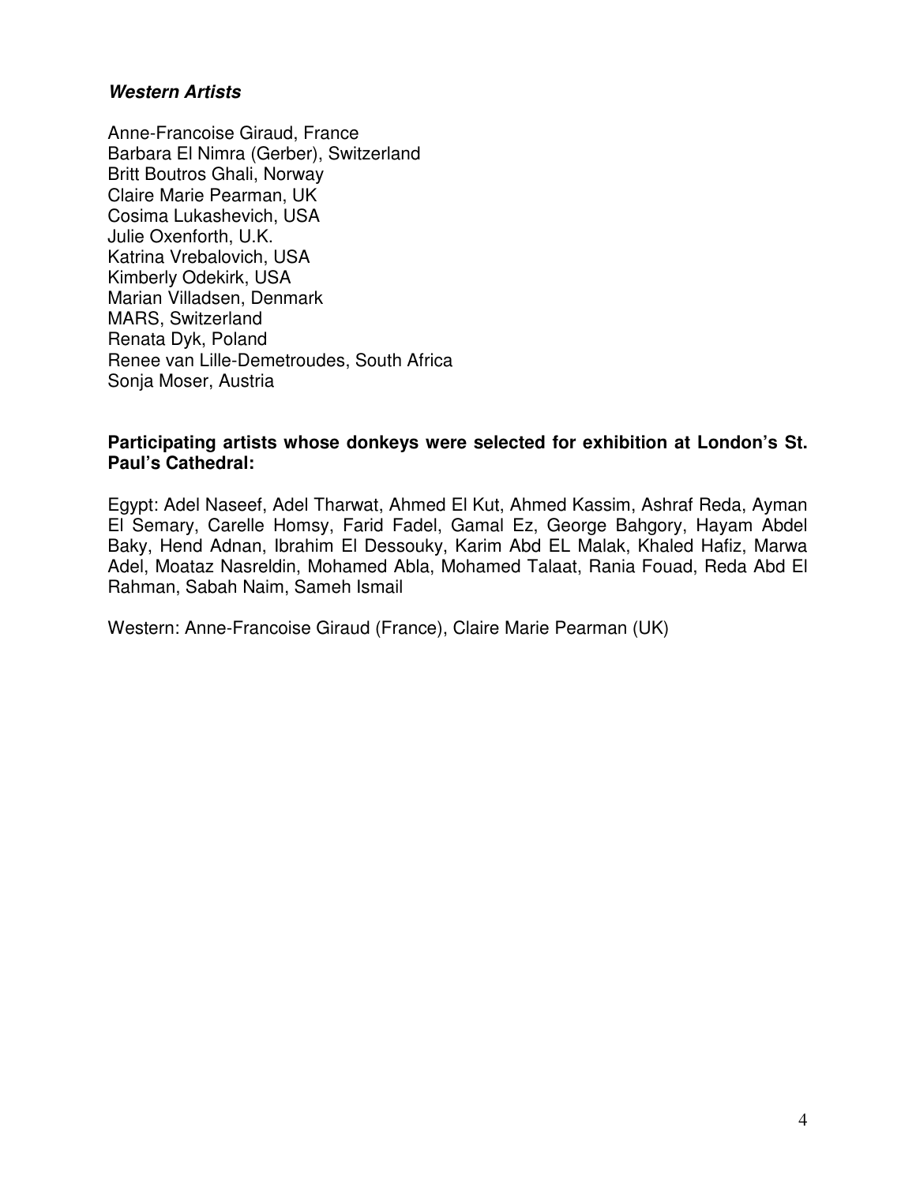***Western Artists***

Anne-Francoise Giraud, France
Barbara El Nimra (Gerber), Switzerland
Britt Boutros Ghali, Norway
Claire Marie Pearman, UK
Cosima Lukashevich, USA
Julie Oxenforth, U.K.
Katrina Vrebalovich, USA
Kimberly Odekirk, USA
Marian Villadsen, Denmark
MARS, Switzerland
Renata Dyk, Poland
Renee van Lille-Demetroudes, South Africa
Sonja Moser, Austria

**Participating artists whose donkeys were selected for exhibition at London's St. Paul's Cathedral:**

Egypt: Adel Naseef, Adel Tharwat, Ahmed El Kut, Ahmed Kassim, Ashraf Reda, Ayman El Semary, Carelle Homsy, Farid Fadel, Gamal Ez, George Bahgory, Hayam Abdel Baky, Hend Adnan, Ibrahim El Dessouky, Karim Abd EL Malak, Khaled Hafiz, Marwa Adel, Moataz Nasreldin, Mohamed Abla, Mohamed Talaat, Rania Fouad, Reda Abd El Rahman, Sabah Naim, Sameh Ismail

Western: Anne-Francoise Giraud (France), Claire Marie Pearman (UK)